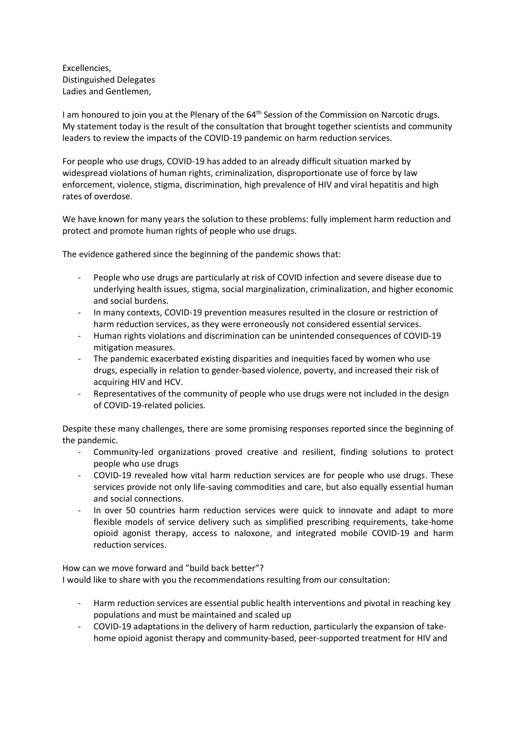Excellencies,
Distinguished Delegates
Ladies and Gentlemen,

I am honoured to join you at the Plenary of the 64th Session of the Commission on Narcotic drugs. My statement today is the result of the consultation that brought together scientists and community leaders to review the impacts of the COVID-19 pandemic on harm reduction services.

For people who use drugs, COVID-19 has added to an already difficult situation marked by widespread violations of human rights, criminalization, disproportionate use of force by law enforcement, violence, stigma, discrimination, high prevalence of HIV and viral hepatitis and high rates of overdose.

We have known for many years the solution to these problems: fully implement harm reduction and protect and promote human rights of people who use drugs.

The evidence gathered since the beginning of the pandemic shows that:

- People who use drugs are particularly at risk of COVID infection and severe disease due to underlying health issues, stigma, social marginalization, criminalization, and higher economic and social burdens.
- In many contexts, COVID-19 prevention measures resulted in the closure or restriction of harm reduction services, as they were erroneously not considered essential services.
- Human rights violations and discrimination can be unintended consequences of COVID-19 mitigation measures.
- The pandemic exacerbated existing disparities and inequities faced by women who use drugs, especially in relation to gender-based violence, poverty, and increased their risk of acquiring HIV and HCV.
- Representatives of the community of people who use drugs were not included in the design of COVID-19-related policies.

Despite these many challenges, there are some promising responses reported since the beginning of the pandemic.

- Community-led organizations proved creative and resilient, finding solutions to protect people who use drugs
- COVID-19 revealed how vital harm reduction services are for people who use drugs. These services provide not only life-saving commodities and care, but also equally essential human and social connections.
- In over 50 countries harm reduction services were quick to innovate and adapt to more flexible models of service delivery such as simplified prescribing requirements, take-home opioid agonist therapy, access to naloxone, and integrated mobile COVID-19 and harm reduction services.

How can we move forward and "build back better"?
I would like to share with you the recommendations resulting from our consultation:

- Harm reduction services are essential public health interventions and pivotal in reaching key populations and must be maintained and scaled up
- COVID-19 adaptations in the delivery of harm reduction, particularly the expansion of take-home opioid agonist therapy and community-based, peer-supported treatment for HIV and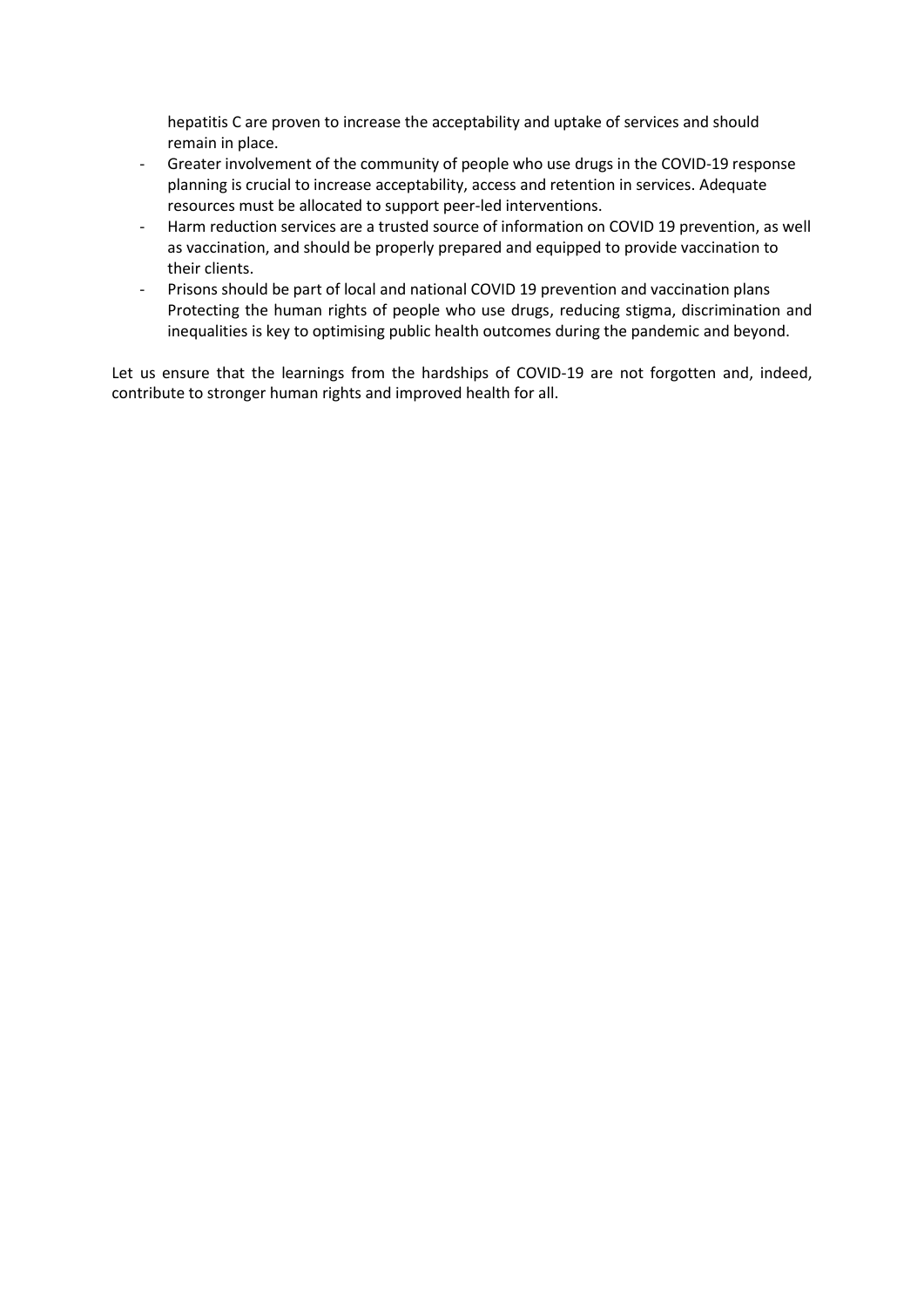hepatitis C are proven to increase the acceptability and uptake of services and should remain in place.

- Greater involvement of the community of people who use drugs in the COVID-19 response planning is crucial to increase acceptability, access and retention in services. Adequate resources must be allocated to support peer-led interventions.
- Harm reduction services are a trusted source of information on COVID 19 prevention, as well as vaccination, and should be properly prepared and equipped to provide vaccination to their clients.
- Prisons should be part of local and national COVID 19 prevention and vaccination plans Protecting the human rights of people who use drugs, reducing stigma, discrimination and inequalities is key to optimising public health outcomes during the pandemic and beyond.

Let us ensure that the learnings from the hardships of COVID-19 are not forgotten and, indeed, contribute to stronger human rights and improved health for all.